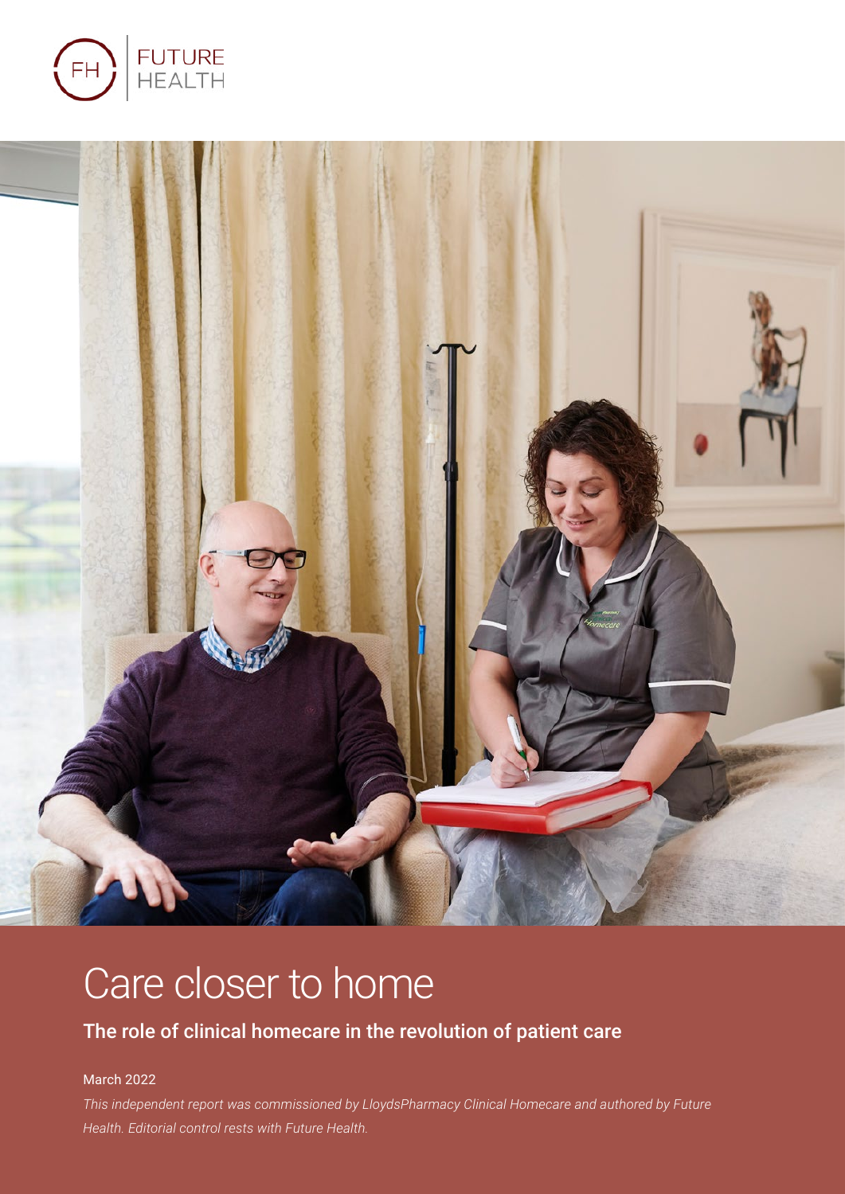FUTURE HEALTH

# Care closer to home

## The role of clinical homecare in the revolution of patient care

March 2022

*This independent report was commissioned by LloydsPharmacy Clinical Homecare and authored by Future Health. Editorial control rests with Future Health.*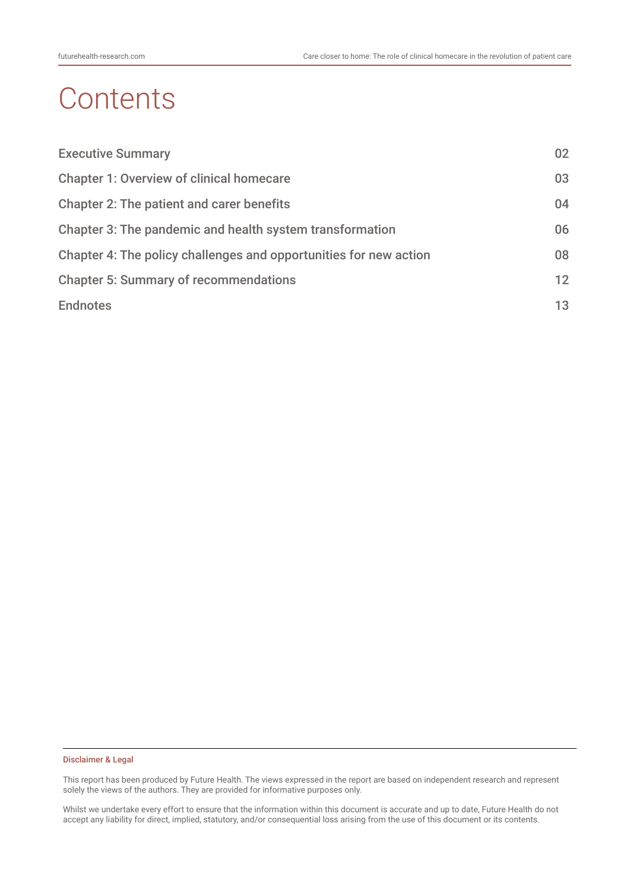# Contents

| | |
|---|---|
| Executive Summary | 02 |
| Chapter 1: Overview of clinical homecare | 03 |
| Chapter 2: The patient and carer benefits | 04 |
| Chapter 3: The pandemic and health system transformation | 06 |
| Chapter 4: The policy challenges and opportunities for new action | 08 |
| Chapter 5: Summary of recommendations | 12 |
| Endnotes | 13 |

**Disclaimer & Legal**

This report has been produced by Future Health. The views expressed in the report are based on independent research and represent solely the views of the authors. They are provided for informative purposes only.

Whilst we undertake every effort to ensure that the information within this document is accurate and up to date, Future Health do not accept any liability for direct, implied, statutory, and/or consequential loss arising from the use of this document or its contents.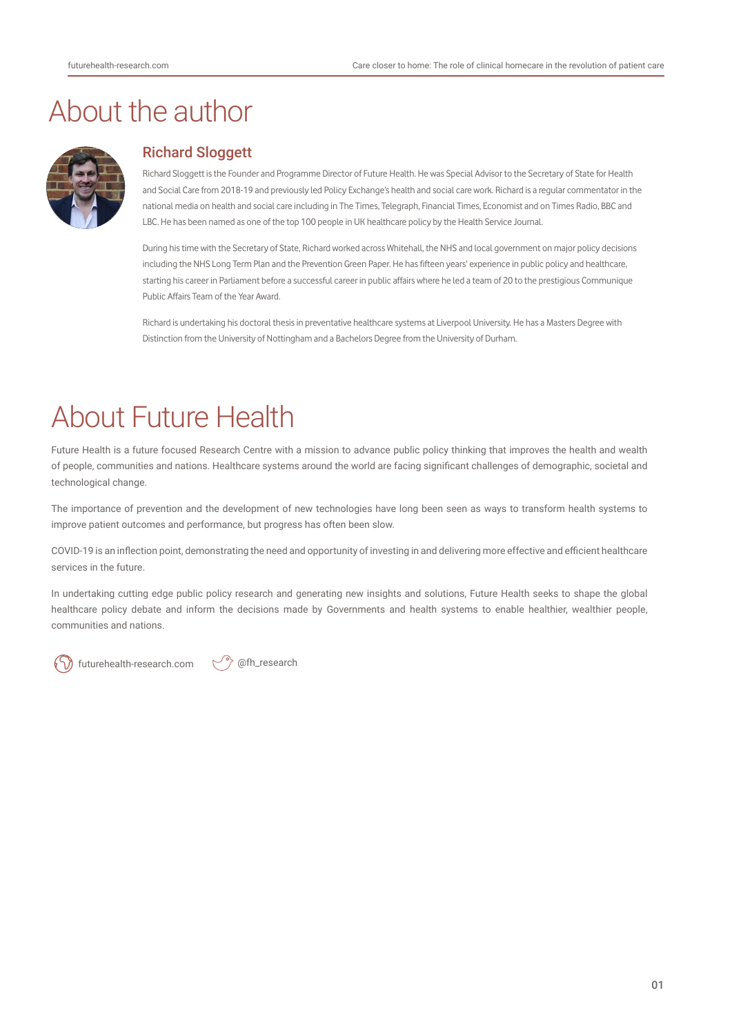# About the author

## Richard Sloggett

Richard Sloggett is the Founder and Programme Director of Future Health. He was Special Advisor to the Secretary of State for Health and Social Care from 2018-19 and previously led Policy Exchange's health and social care work. Richard is a regular commentator in the national media on health and social care including in The Times, Telegraph, Financial Times, Economist and on Times Radio, BBC and LBC. He has been named as one of the top 100 people in UK healthcare policy by the Health Service Journal.

During his time with the Secretary of State, Richard worked across Whitehall, the NHS and local government on major policy decisions including the NHS Long Term Plan and the Prevention Green Paper. He has fifteen years' experience in public policy and healthcare, starting his career in Parliament before a successful career in public affairs where he led a team of 20 to the prestigious Communique Public Affairs Team of the Year Award.

Richard is undertaking his doctoral thesis in preventative healthcare systems at Liverpool University. He has a Masters Degree with Distinction from the University of Nottingham and a Bachelors Degree from the University of Durham.

# About Future Health

Future Health is a future focused Research Centre with a mission to advance public policy thinking that improves the health and wealth of people, communities and nations. Healthcare systems around the world are facing significant challenges of demographic, societal and technological change.

The importance of prevention and the development of new technologies have long been seen as ways to transform health systems to improve patient outcomes and performance, but progress has often been slow.

COVID-19 is an inflection point, demonstrating the need and opportunity of investing in and delivering more effective and efficient healthcare services in the future.

In undertaking cutting edge public policy research and generating new insights and solutions, Future Health seeks to shape the global healthcare policy debate and inform the decisions made by Governments and health systems to enable healthier, wealthier people, communities and nations.

futurehealth-research.com     @fh_research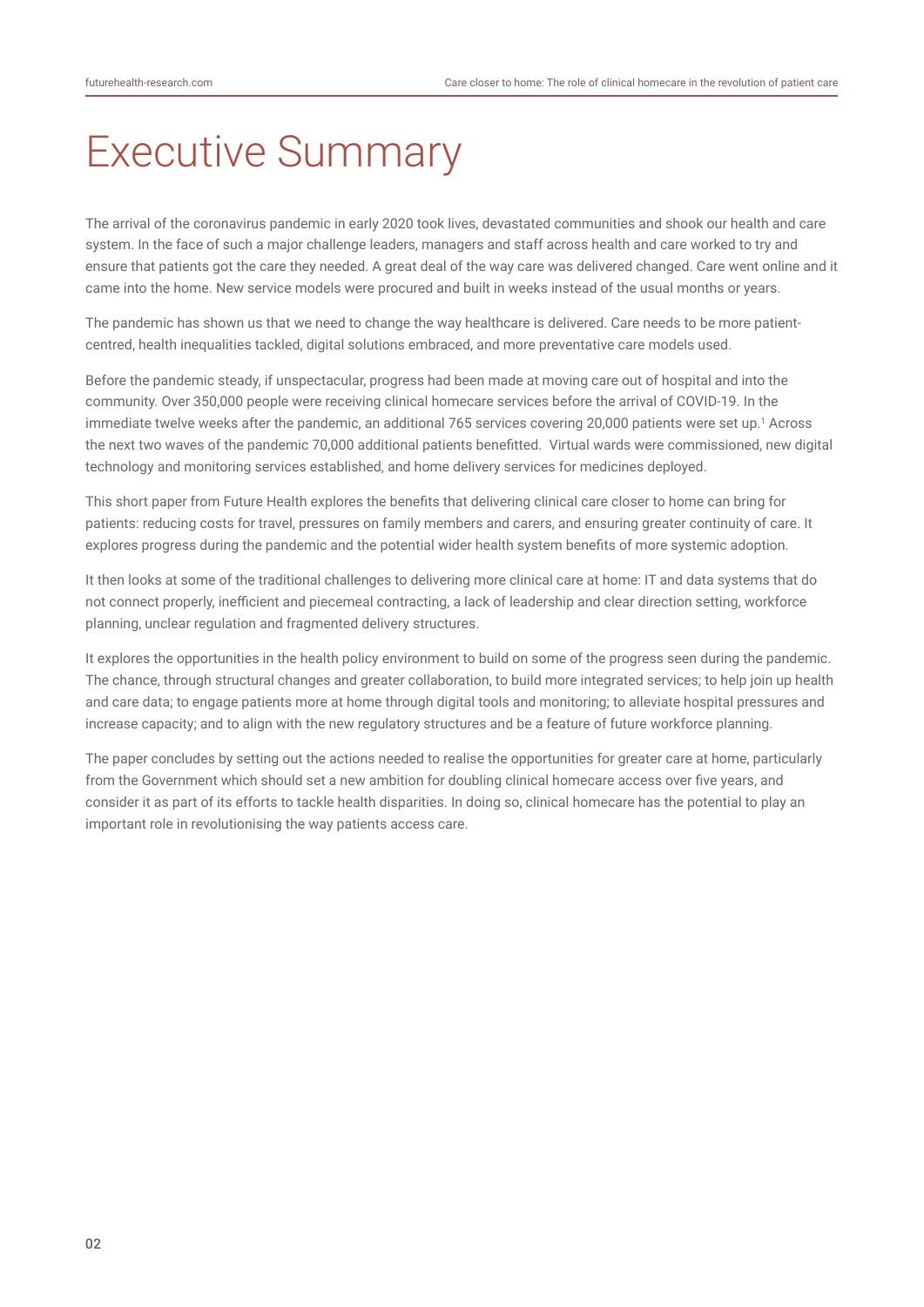# Executive Summary

The arrival of the coronavirus pandemic in early 2020 took lives, devastated communities and shook our health and care system. In the face of such a major challenge leaders, managers and staff across health and care worked to try and ensure that patients got the care they needed. A great deal of the way care was delivered changed. Care went online and it came into the home. New service models were procured and built in weeks instead of the usual months or years.

The pandemic has shown us that we need to change the way healthcare is delivered. Care needs to be more patient-centred, health inequalities tackled, digital solutions embraced, and more preventative care models used.

Before the pandemic steady, if unspectacular, progress had been made at moving care out of hospital and into the community. Over 350,000 people were receiving clinical homecare services before the arrival of COVID-19. In the immediate twelve weeks after the pandemic, an additional 765 services covering 20,000 patients were set up.[1] Across the next two waves of the pandemic 70,000 additional patients benefitted. Virtual wards were commissioned, new digital technology and monitoring services established, and home delivery services for medicines deployed.

This short paper from Future Health explores the benefits that delivering clinical care closer to home can bring for patients: reducing costs for travel, pressures on family members and carers, and ensuring greater continuity of care. It explores progress during the pandemic and the potential wider health system benefits of more systemic adoption.

It then looks at some of the traditional challenges to delivering more clinical care at home: IT and data systems that do not connect properly, inefficient and piecemeal contracting, a lack of leadership and clear direction setting, workforce planning, unclear regulation and fragmented delivery structures.

It explores the opportunities in the health policy environment to build on some of the progress seen during the pandemic. The chance, through structural changes and greater collaboration, to build more integrated services; to help join up health and care data; to engage patients more at home through digital tools and monitoring; to alleviate hospital pressures and increase capacity; and to align with the new regulatory structures and be a feature of future workforce planning.

The paper concludes by setting out the actions needed to realise the opportunities for greater care at home, particularly from the Government which should set a new ambition for doubling clinical homecare access over five years, and consider it as part of its efforts to tackle health disparities. In doing so, clinical homecare has the potential to play an important role in revolutionising the way patients access care.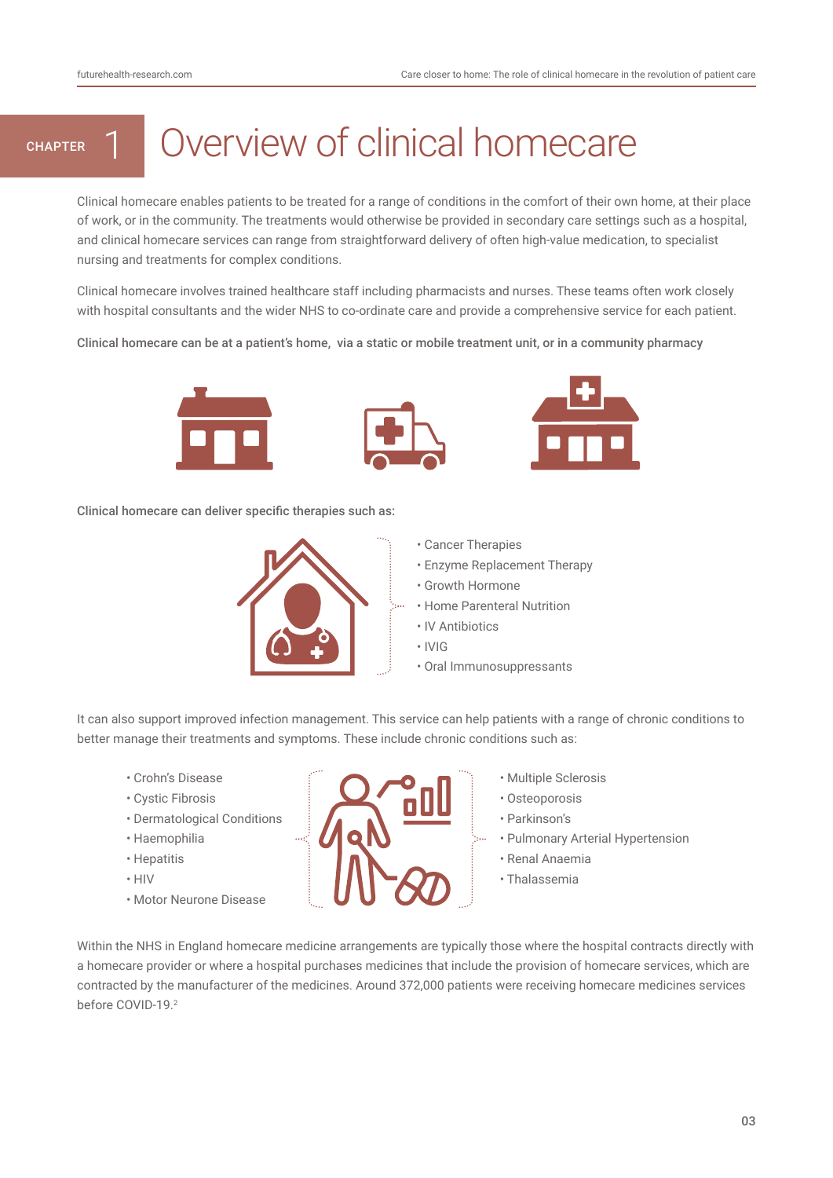# Chapter 1 Overview of clinical homecare

Clinical homecare enables patients to be treated for a range of conditions in the comfort of their own home, at their place of work, or in the community. The treatments would otherwise be provided in secondary care settings such as a hospital, and clinical homecare services can range from straightforward delivery of often high-value medication, to specialist nursing and treatments for complex conditions.

Clinical homecare involves trained healthcare staff including pharmacists and nurses. These teams often work closely with hospital consultants and the wider NHS to co-ordinate care and provide a comprehensive service for each patient.

Clinical homecare can be at a patient's home, via a static or mobile treatment unit, or in a community pharmacy

Clinical homecare can deliver specific therapies such as:

- Cancer Therapies
- Enzyme Replacement Therapy
- Growth Hormone
- Home Parenteral Nutrition
- IV Antibiotics
- IVIG
- Oral Immunosuppressants

It can also support improved infection management. This service can help patients with a range of chronic conditions to better manage their treatments and symptoms. These include chronic conditions such as:

- Crohn's Disease
- Cystic Fibrosis
- Dermatological Conditions
- Haemophilia
- Hepatitis
- HIV
- Motor Neurone Disease
- Multiple Sclerosis
- Osteoporosis
- Parkinson's
- Pulmonary Arterial Hypertension
- Renal Anaemia
- Thalassemia

Within the NHS in England homecare medicine arrangements are typically those where the hospital contracts directly with a homecare provider or where a hospital purchases medicines that include the provision of homecare services, which are contracted by the manufacturer of the medicines. Around 372,000 patients were receiving homecare medicines services before COVID-19.[2]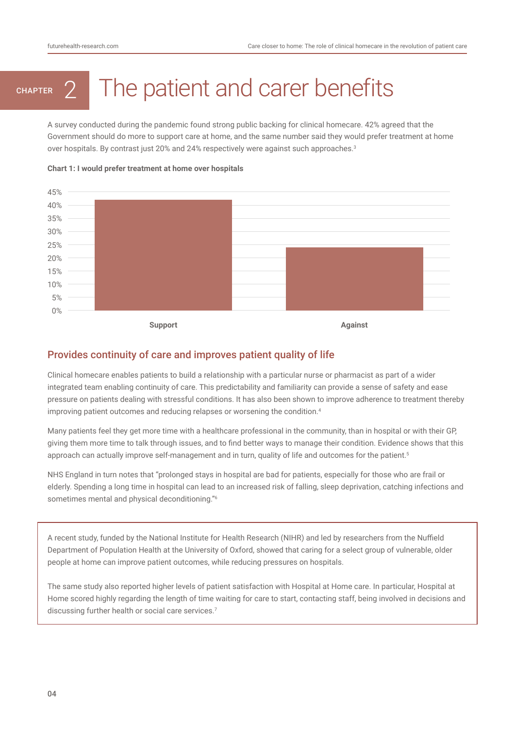# CHAPTER 2 The patient and carer benefits

A survey conducted during the pandemic found strong public backing for clinical homecare. 42% agreed that the Government should do more to support care at home, and the same number said they would prefer treatment at home over hospitals. By contrast just 20% and 24% respectively were against such approaches.[3]

**Chart 1: I would prefer treatment at home over hospitals**

| | Support | Against |
|---|---|---|
| % | 42% | 24% |

## Provides continuity of care and improves patient quality of life

Clinical homecare enables patients to build a relationship with a particular nurse or pharmacist as part of a wider integrated team enabling continuity of care. This predictability and familiarity can provide a sense of safety and ease pressure on patients dealing with stressful conditions. It has also been shown to improve adherence to treatment thereby improving patient outcomes and reducing relapses or worsening the condition.[4]

Many patients feel they get more time with a healthcare professional in the community, than in hospital or with their GP, giving them more time to talk through issues, and to find better ways to manage their condition. Evidence shows that this approach can actually improve self-management and in turn, quality of life and outcomes for the patient.[5]

NHS England in turn notes that "prolonged stays in hospital are bad for patients, especially for those who are frail or elderly. Spending a long time in hospital can lead to an increased risk of falling, sleep deprivation, catching infections and sometimes mental and physical deconditioning."[6]

> A recent study, funded by the National Institute for Health Research (NIHR) and led by researchers from the Nuffield Department of Population Health at the University of Oxford, showed that caring for a select group of vulnerable, older people at home can improve patient outcomes, while reducing pressures on hospitals.
>
> The same study also reported higher levels of patient satisfaction with Hospital at Home care. In particular, Hospital at Home scored highly regarding the length of time waiting for care to start, contacting staff, being involved in decisions and discussing further health or social care services.[7]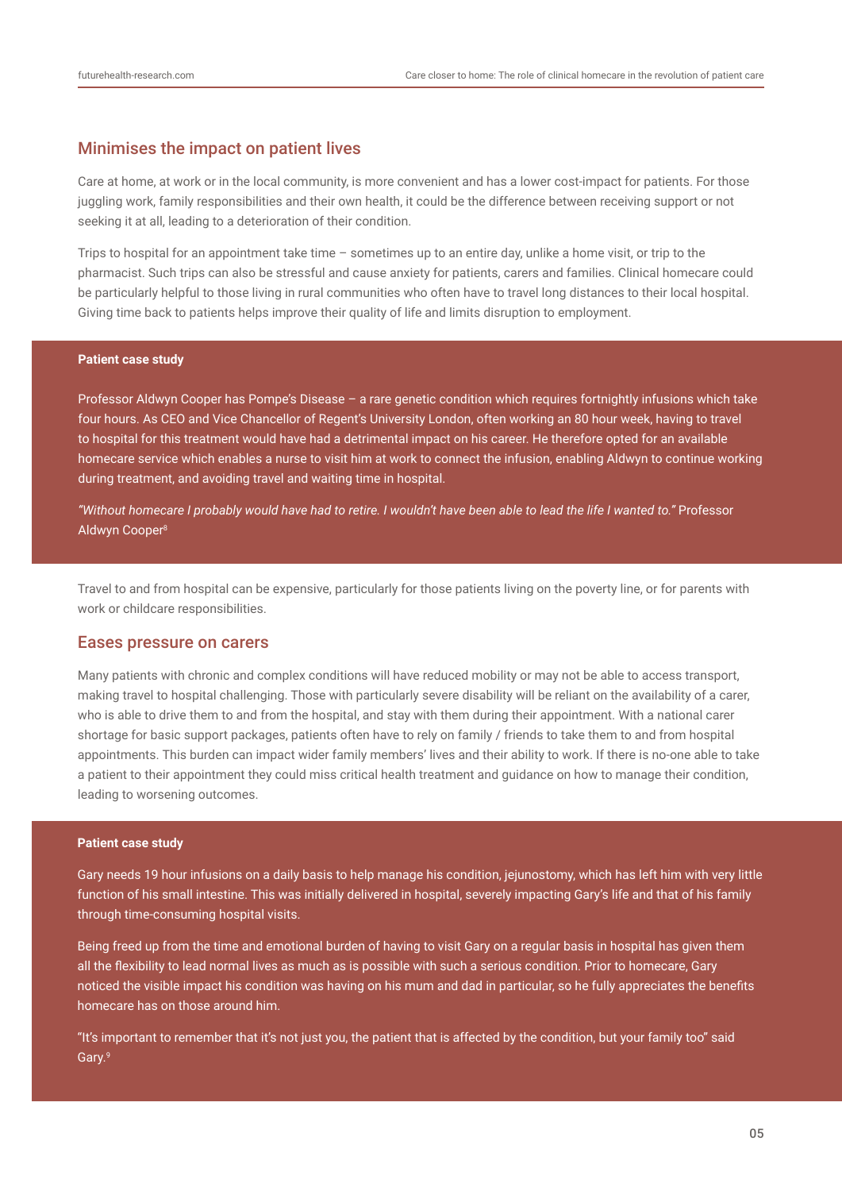## Minimises the impact on patient lives

Care at home, at work or in the local community, is more convenient and has a lower cost-impact for patients. For those juggling work, family responsibilities and their own health, it could be the difference between receiving support or not seeking it at all, leading to a deterioration of their condition.

Trips to hospital for an appointment take time – sometimes up to an entire day, unlike a home visit, or trip to the pharmacist. Such trips can also be stressful and cause anxiety for patients, carers and families. Clinical homecare could be particularly helpful to those living in rural communities who often have to travel long distances to their local hospital. Giving time back to patients helps improve their quality of life and limits disruption to employment.

**Patient case study**

Professor Aldwyn Cooper has Pompe's Disease – a rare genetic condition which requires fortnightly infusions which take four hours. As CEO and Vice Chancellor of Regent's University London, often working an 80 hour week, having to travel to hospital for this treatment would have had a detrimental impact on his career. He therefore opted for an available homecare service which enables a nurse to visit him at work to connect the infusion, enabling Aldwyn to continue working during treatment, and avoiding travel and waiting time in hospital.

*"Without homecare I probably would have had to retire. I wouldn't have been able to lead the life I wanted to."* Professor Aldwyn Cooper[8]

Travel to and from hospital can be expensive, particularly for those patients living on the poverty line, or for parents with work or childcare responsibilities.

## Eases pressure on carers

Many patients with chronic and complex conditions will have reduced mobility or may not be able to access transport, making travel to hospital challenging. Those with particularly severe disability will be reliant on the availability of a carer, who is able to drive them to and from the hospital, and stay with them during their appointment. With a national carer shortage for basic support packages, patients often have to rely on family / friends to take them to and from hospital appointments. This burden can impact wider family members' lives and their ability to work. If there is no-one able to take a patient to their appointment they could miss critical health treatment and guidance on how to manage their condition, leading to worsening outcomes.

**Patient case study**

Gary needs 19 hour infusions on a daily basis to help manage his condition, jejunostomy, which has left him with very little function of his small intestine. This was initially delivered in hospital, severely impacting Gary's life and that of his family through time-consuming hospital visits.

Being freed up from the time and emotional burden of having to visit Gary on a regular basis in hospital has given them all the flexibility to lead normal lives as much as is possible with such a serious condition. Prior to homecare, Gary noticed the visible impact his condition was having on his mum and dad in particular, so he fully appreciates the benefits homecare has on those around him.

"It's important to remember that it's not just you, the patient that is affected by the condition, but your family too" said Gary.[9]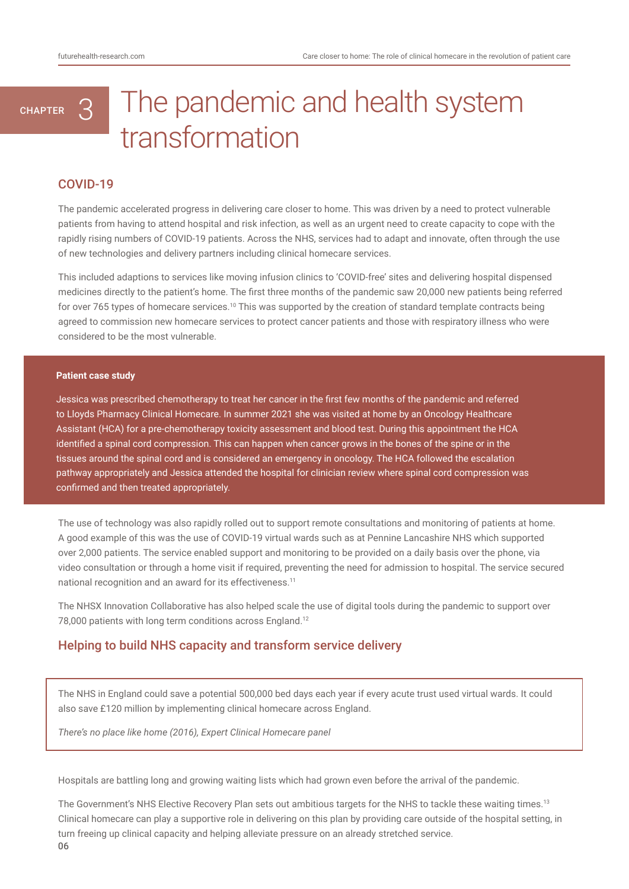# CHAPTER 3 The pandemic and health system transformation

## COVID-19

The pandemic accelerated progress in delivering care closer to home. This was driven by a need to protect vulnerable patients from having to attend hospital and risk infection, as well as an urgent need to create capacity to cope with the rapidly rising numbers of COVID-19 patients. Across the NHS, services had to adapt and innovate, often through the use of new technologies and delivery partners including clinical homecare services.

This included adaptions to services like moving infusion clinics to 'COVID-free' sites and delivering hospital dispensed medicines directly to the patient's home. The first three months of the pandemic saw 20,000 new patients being referred for over 765 types of homecare services.[10] This was supported by the creation of standard template contracts being agreed to commission new homecare services to protect cancer patients and those with respiratory illness who were considered to be the most vulnerable.

**Patient case study**

Jessica was prescribed chemotherapy to treat her cancer in the first few months of the pandemic and referred to Lloyds Pharmacy Clinical Homecare. In summer 2021 she was visited at home by an Oncology Healthcare Assistant (HCA) for a pre-chemotherapy toxicity assessment and blood test. During this appointment the HCA identified a spinal cord compression. This can happen when cancer grows in the bones of the spine or in the tissues around the spinal cord and is considered an emergency in oncology. The HCA followed the escalation pathway appropriately and Jessica attended the hospital for clinician review where spinal cord compression was confirmed and then treated appropriately.

The use of technology was also rapidly rolled out to support remote consultations and monitoring of patients at home. A good example of this was the use of COVID-19 virtual wards such as at Pennine Lancashire NHS which supported over 2,000 patients. The service enabled support and monitoring to be provided on a daily basis over the phone, via video consultation or through a home visit if required, preventing the need for admission to hospital. The service secured national recognition and an award for its effectiveness.[11]

The NHSX Innovation Collaborative has also helped scale the use of digital tools during the pandemic to support over 78,000 patients with long term conditions across England.[12]

## Helping to build NHS capacity and transform service delivery

> The NHS in England could save a potential 500,000 bed days each year if every acute trust used virtual wards. It could also save £120 million by implementing clinical homecare across England.
>
> *There's no place like home (2016), Expert Clinical Homecare panel*

Hospitals are battling long and growing waiting lists which had grown even before the arrival of the pandemic.

The Government's NHS Elective Recovery Plan sets out ambitious targets for the NHS to tackle these waiting times.[13] Clinical homecare can play a supportive role in delivering on this plan by providing care outside of the hospital setting, in turn freeing up clinical capacity and helping alleviate pressure on an already stretched service.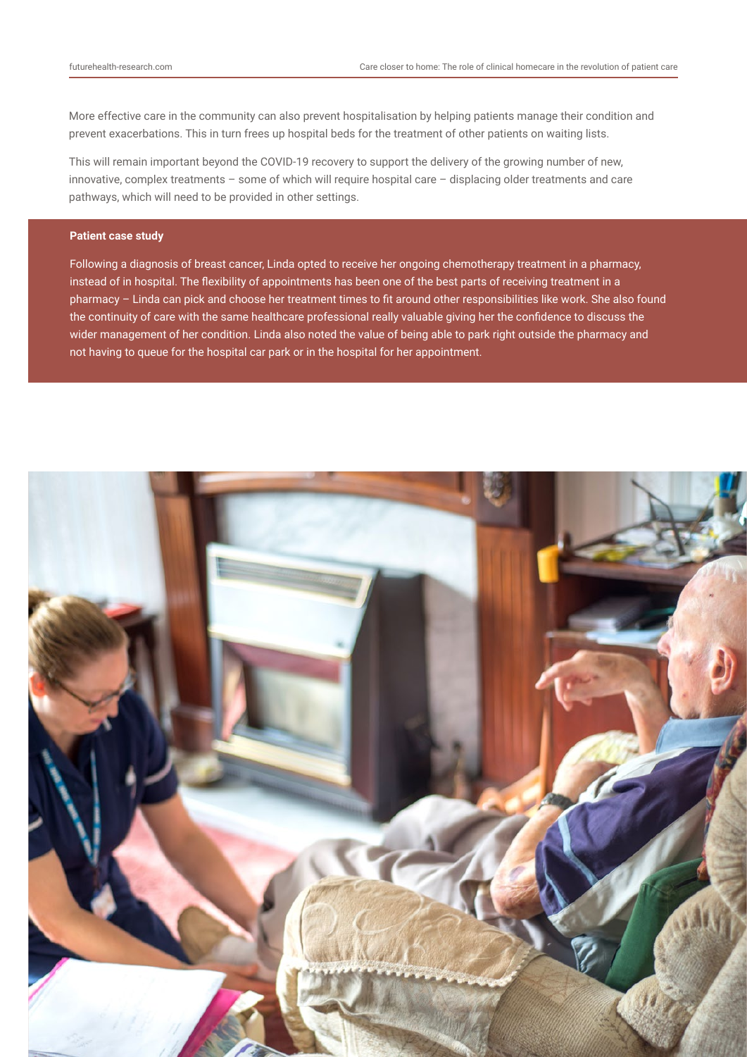More effective care in the community can also prevent hospitalisation by helping patients manage their condition and prevent exacerbations. This in turn frees up hospital beds for the treatment of other patients on waiting lists.

This will remain important beyond the COVID-19 recovery to support the delivery of the growing number of new, innovative, complex treatments – some of which will require hospital care – displacing older treatments and care pathways, which will need to be provided in other settings.

**Patient case study**

Following a diagnosis of breast cancer, Linda opted to receive her ongoing chemotherapy treatment in a pharmacy, instead of in hospital. The flexibility of appointments has been one of the best parts of receiving treatment in a pharmacy – Linda can pick and choose her treatment times to fit around other responsibilities like work. She also found the continuity of care with the same healthcare professional really valuable giving her the confidence to discuss the wider management of her condition. Linda also noted the value of being able to park right outside the pharmacy and not having to queue for the hospital car park or in the hospital for her appointment.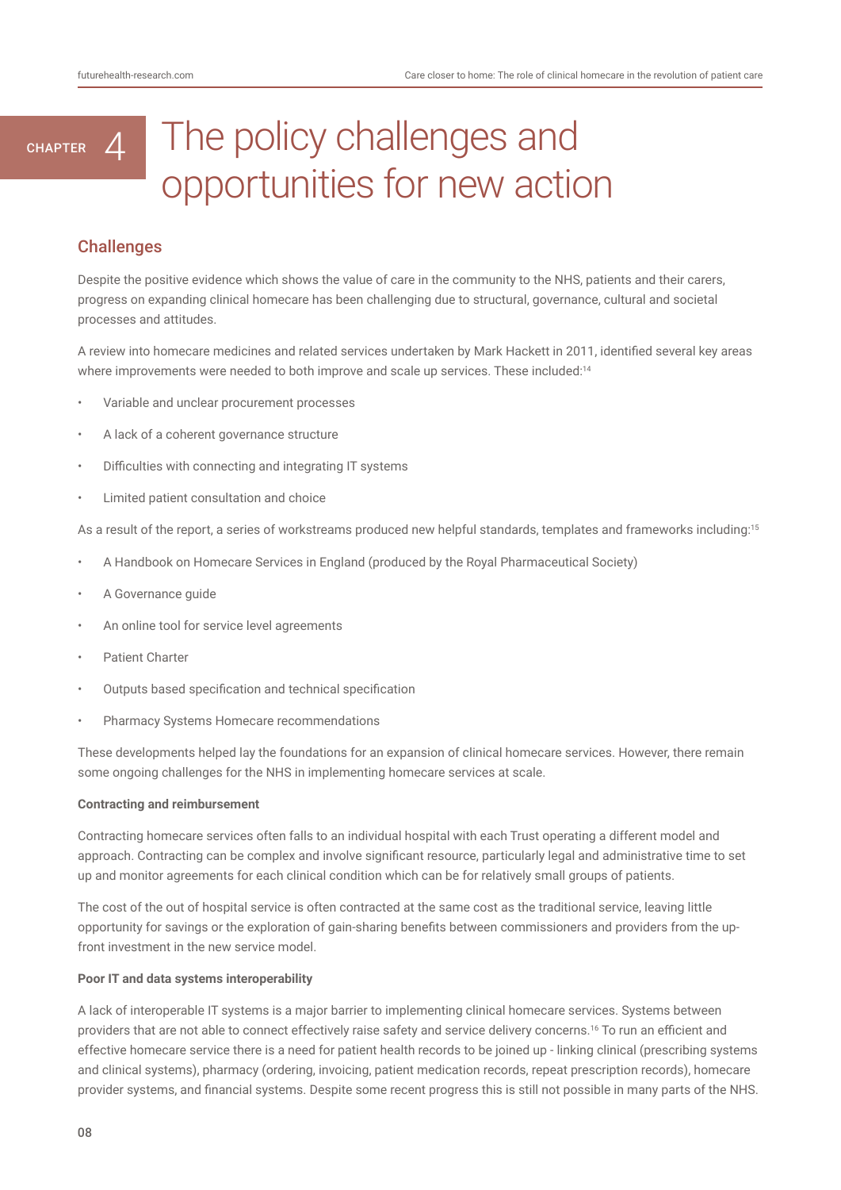# CHAPTER 4 The policy challenges and opportunities for new action

## Challenges

Despite the positive evidence which shows the value of care in the community to the NHS, patients and their carers, progress on expanding clinical homecare has been challenging due to structural, governance, cultural and societal processes and attitudes.

A review into homecare medicines and related services undertaken by Mark Hackett in 2011, identified several key areas where improvements were needed to both improve and scale up services. These included:[14]

- Variable and unclear procurement processes
- A lack of a coherent governance structure
- Difficulties with connecting and integrating IT systems
- Limited patient consultation and choice

As a result of the report, a series of workstreams produced new helpful standards, templates and frameworks including:[15]

- A Handbook on Homecare Services in England (produced by the Royal Pharmaceutical Society)
- A Governance guide
- An online tool for service level agreements
- Patient Charter
- Outputs based specification and technical specification
- Pharmacy Systems Homecare recommendations

These developments helped lay the foundations for an expansion of clinical homecare services. However, there remain some ongoing challenges for the NHS in implementing homecare services at scale.

**Contracting and reimbursement**

Contracting homecare services often falls to an individual hospital with each Trust operating a different model and approach. Contracting can be complex and involve significant resource, particularly legal and administrative time to set up and monitor agreements for each clinical condition which can be for relatively small groups of patients.

The cost of the out of hospital service is often contracted at the same cost as the traditional service, leaving little opportunity for savings or the exploration of gain-sharing benefits between commissioners and providers from the up-front investment in the new service model.

**Poor IT and data systems interoperability**

A lack of interoperable IT systems is a major barrier to implementing clinical homecare services. Systems between providers that are not able to connect effectively raise safety and service delivery concerns.[16] To run an efficient and effective homecare service there is a need for patient health records to be joined up - linking clinical (prescribing systems and clinical systems), pharmacy (ordering, invoicing, patient medication records, repeat prescription records), homecare provider systems, and financial systems. Despite some recent progress this is still not possible in many parts of the NHS.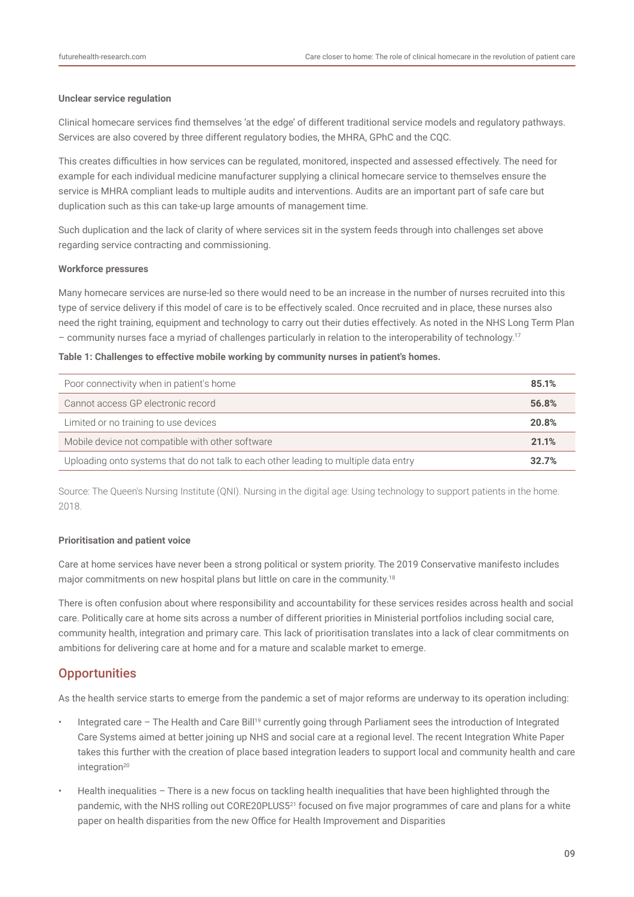**Unclear service regulation**

Clinical homecare services find themselves 'at the edge' of different traditional service models and regulatory pathways. Services are also covered by three different regulatory bodies, the MHRA, GPhC and the CQC.

This creates difficulties in how services can be regulated, monitored, inspected and assessed effectively. The need for example for each individual medicine manufacturer supplying a clinical homecare service to themselves ensure the service is MHRA compliant leads to multiple audits and interventions. Audits are an important part of safe care but duplication such as this can take-up large amounts of management time.

Such duplication and the lack of clarity of where services sit in the system feeds through into challenges set above regarding service contracting and commissioning.

**Workforce pressures**

Many homecare services are nurse-led so there would need to be an increase in the number of nurses recruited into this type of service delivery if this model of care is to be effectively scaled. Once recruited and in place, these nurses also need the right training, equipment and technology to carry out their duties effectively. As noted in the NHS Long Term Plan – community nurses face a myriad of challenges particularly in relation to the interoperability of technology.[17]

**Table 1: Challenges to effective mobile working by community nurses in patient's homes.**

| Challenge | % |
|---|---|
| Poor connectivity when in patient's home | **85.1%** |
| Cannot access GP electronic record | **56.8%** |
| Limited or no training to use devices | **20.8%** |
| Mobile device not compatible with other software | **21.1%** |
| Uploading onto systems that do not talk to each other leading to multiple data entry | **32.7%** |

Source: The Queen's Nursing Institute (QNI). Nursing in the digital age: Using technology to support patients in the home. 2018.

**Prioritisation and patient voice**

Care at home services have never been a strong political or system priority. The 2019 Conservative manifesto includes major commitments on new hospital plans but little on care in the community.[18]

There is often confusion about where responsibility and accountability for these services resides across health and social care. Politically care at home sits across a number of different priorities in Ministerial portfolios including social care, community health, integration and primary care. This lack of prioritisation translates into a lack of clear commitments on ambitions for delivering care at home and for a mature and scalable market to emerge.

## Opportunities

As the health service starts to emerge from the pandemic a set of major reforms are underway to its operation including:

- Integrated care – The Health and Care Bill[19] currently going through Parliament sees the introduction of Integrated Care Systems aimed at better joining up NHS and social care at a regional level. The recent Integration White Paper takes this further with the creation of place based integration leaders to support local and community health and care integration[20]
- Health inequalities – There is a new focus on tackling health inequalities that have been highlighted through the pandemic, with the NHS rolling out CORE20PLUS5[21] focused on five major programmes of care and plans for a white paper on health disparities from the new Office for Health Improvement and Disparities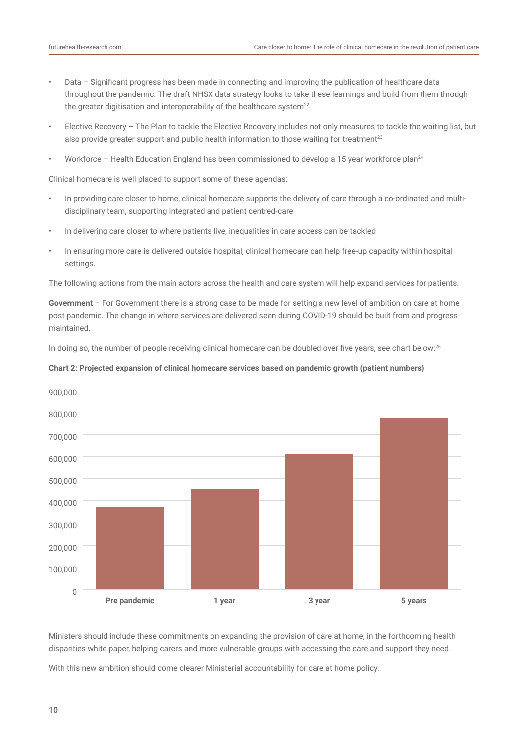- Data – Significant progress has been made in connecting and improving the publication of healthcare data throughout the pandemic. The draft NHSX data strategy looks to take these learnings and build from them through the greater digitisation and interoperability of the healthcare system[22]
- Elective Recovery – The Plan to tackle the Elective Recovery includes not only measures to tackle the waiting list, but also provide greater support and public health information to those waiting for treatment[23]
- Workforce – Health Education England has been commissioned to develop a 15 year workforce plan[24]

Clinical homecare is well placed to support some of these agendas:

- In providing care closer to home, clinical homecare supports the delivery of care through a co-ordinated and multi-disciplinary team, supporting integrated and patient centred-care
- In delivering care closer to where patients live, inequalities in care access can be tackled
- In ensuring more care is delivered outside hospital, clinical homecare can help free-up capacity within hospital settings.

The following actions from the main actors across the health and care system will help expand services for patients.

**Government** – For Government there is a strong case to be made for setting a new level of ambition on care at home post pandemic. The change in where services are delivered seen during COVID-19 should be built from and progress maintained.

In doing so, the number of people receiving clinical homecare can be doubled over five years, see chart below:[25]

**Chart 2: Projected expansion of clinical homecare services based on pandemic growth (patient numbers)**

Ministers should include these commitments on expanding the provision of care at home, in the forthcoming health disparities white paper, helping carers and more vulnerable groups with accessing the care and support they need.

With this new ambition should come clearer Ministerial accountability for care at home policy.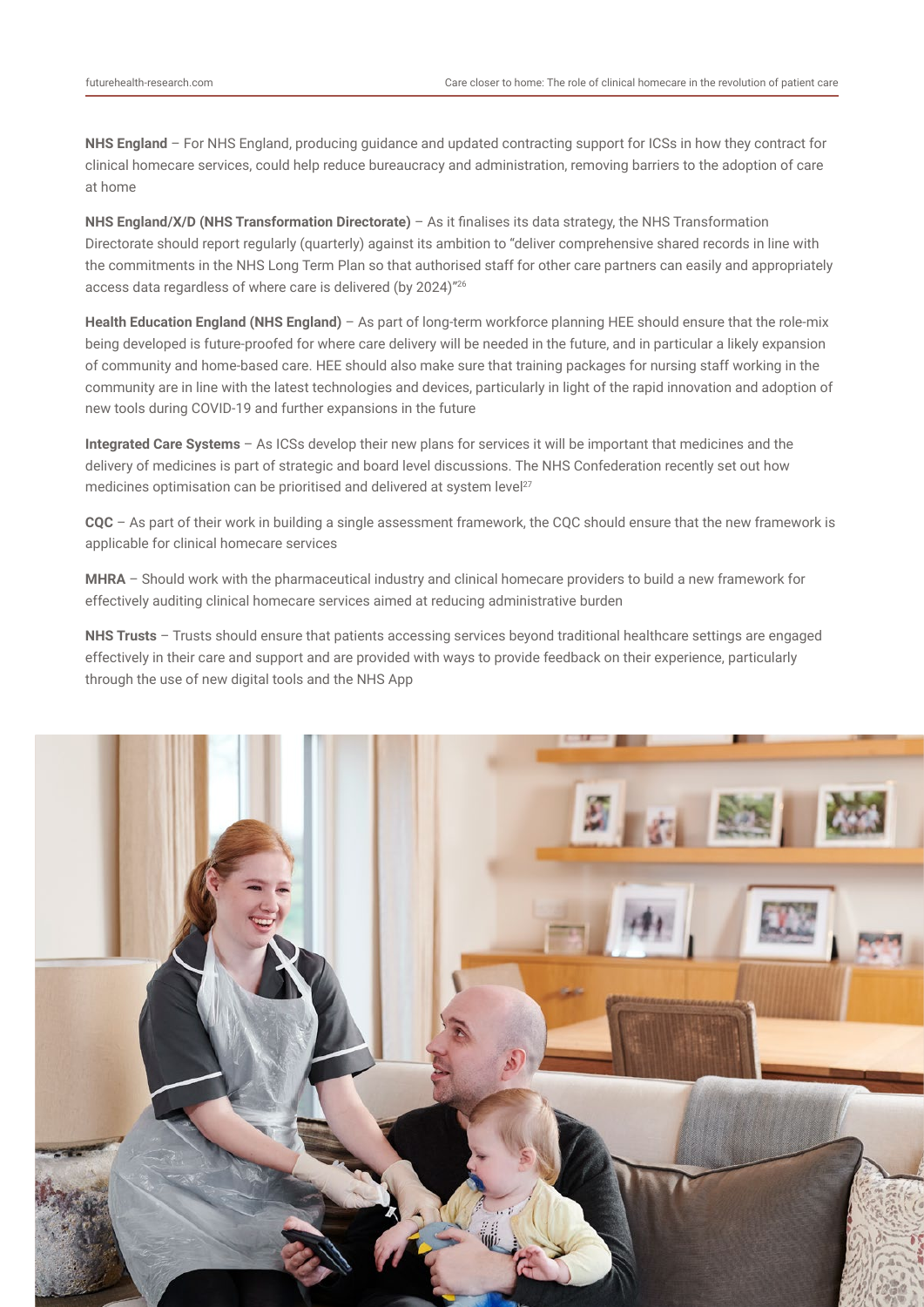**NHS England** – For NHS England, producing guidance and updated contracting support for ICSs in how they contract for clinical homecare services, could help reduce bureaucracy and administration, removing barriers to the adoption of care at home

**NHS England/X/D (NHS Transformation Directorate)** – As it finalises its data strategy, the NHS Transformation Directorate should report regularly (quarterly) against its ambition to "deliver comprehensive shared records in line with the commitments in the NHS Long Term Plan so that authorised staff for other care partners can easily and appropriately access data regardless of where care is delivered (by 2024)"[26]

**Health Education England (NHS England)** – As part of long-term workforce planning HEE should ensure that the role-mix being developed is future-proofed for where care delivery will be needed in the future, and in particular a likely expansion of community and home-based care. HEE should also make sure that training packages for nursing staff working in the community are in line with the latest technologies and devices, particularly in light of the rapid innovation and adoption of new tools during COVID-19 and further expansions in the future

**Integrated Care Systems** – As ICSs develop their new plans for services it will be important that medicines and the delivery of medicines is part of strategic and board level discussions. The NHS Confederation recently set out how medicines optimisation can be prioritised and delivered at system level[27]

**CQC** – As part of their work in building a single assessment framework, the CQC should ensure that the new framework is applicable for clinical homecare services

**MHRA** – Should work with the pharmaceutical industry and clinical homecare providers to build a new framework for effectively auditing clinical homecare services aimed at reducing administrative burden

**NHS Trusts** – Trusts should ensure that patients accessing services beyond traditional healthcare settings are engaged effectively in their care and support and are provided with ways to provide feedback on their experience, particularly through the use of new digital tools and the NHS App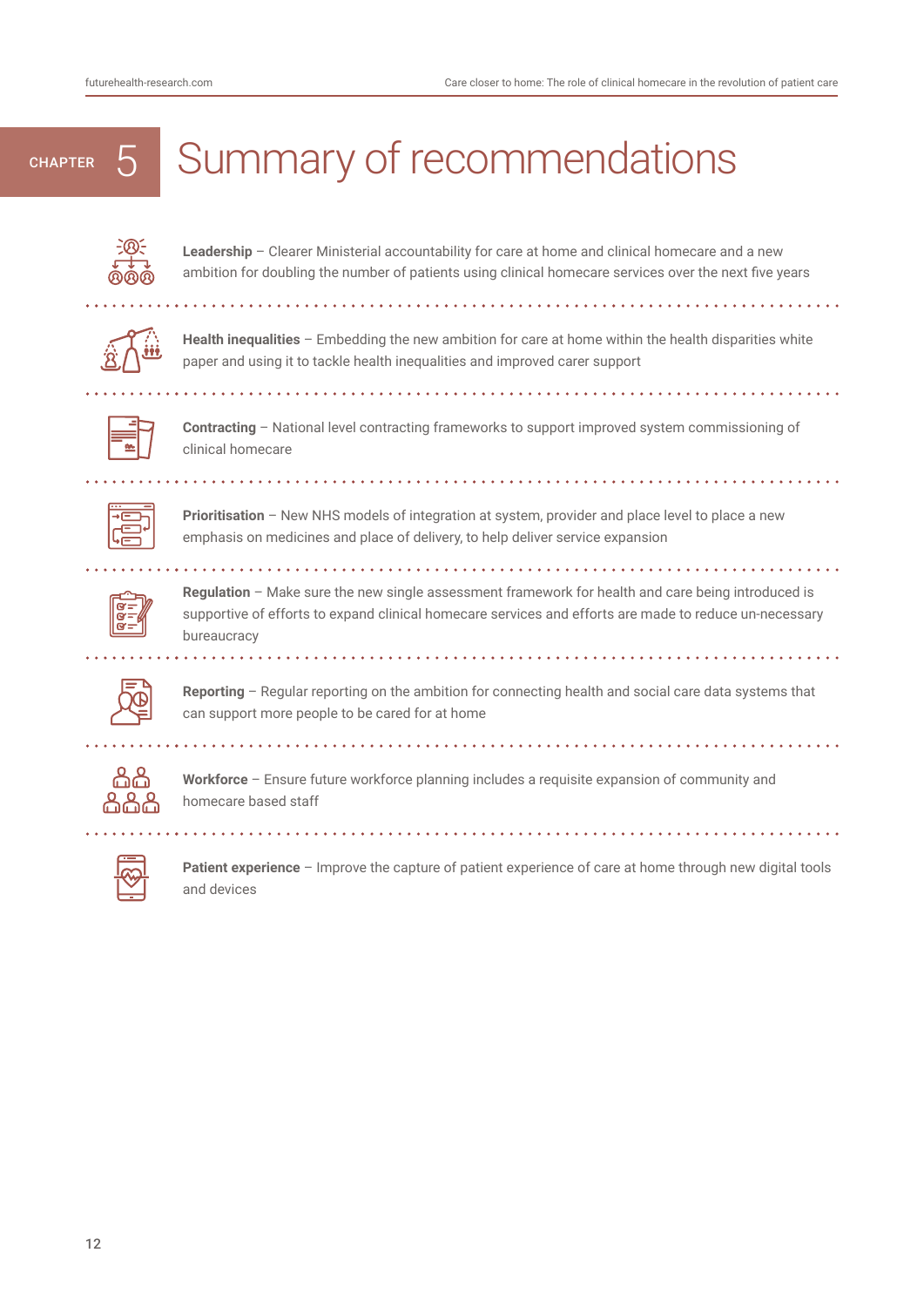# CHAPTER 5 Summary of recommendations

**Leadership** – Clearer Ministerial accountability for care at home and clinical homecare and a new ambition for doubling the number of patients using clinical homecare services over the next five years

**Health inequalities** – Embedding the new ambition for care at home within the health disparities white paper and using it to tackle health inequalities and improved carer support

**Contracting** – National level contracting frameworks to support improved system commissioning of clinical homecare

**Prioritisation** – New NHS models of integration at system, provider and place level to place a new emphasis on medicines and place of delivery, to help deliver service expansion

**Regulation** – Make sure the new single assessment framework for health and care being introduced is supportive of efforts to expand clinical homecare services and efforts are made to reduce un-necessary bureaucracy

**Reporting** – Regular reporting on the ambition for connecting health and social care data systems that can support more people to be cared for at home

**Workforce** – Ensure future workforce planning includes a requisite expansion of community and homecare based staff

**Patient experience** – Improve the capture of patient experience of care at home through new digital tools and devices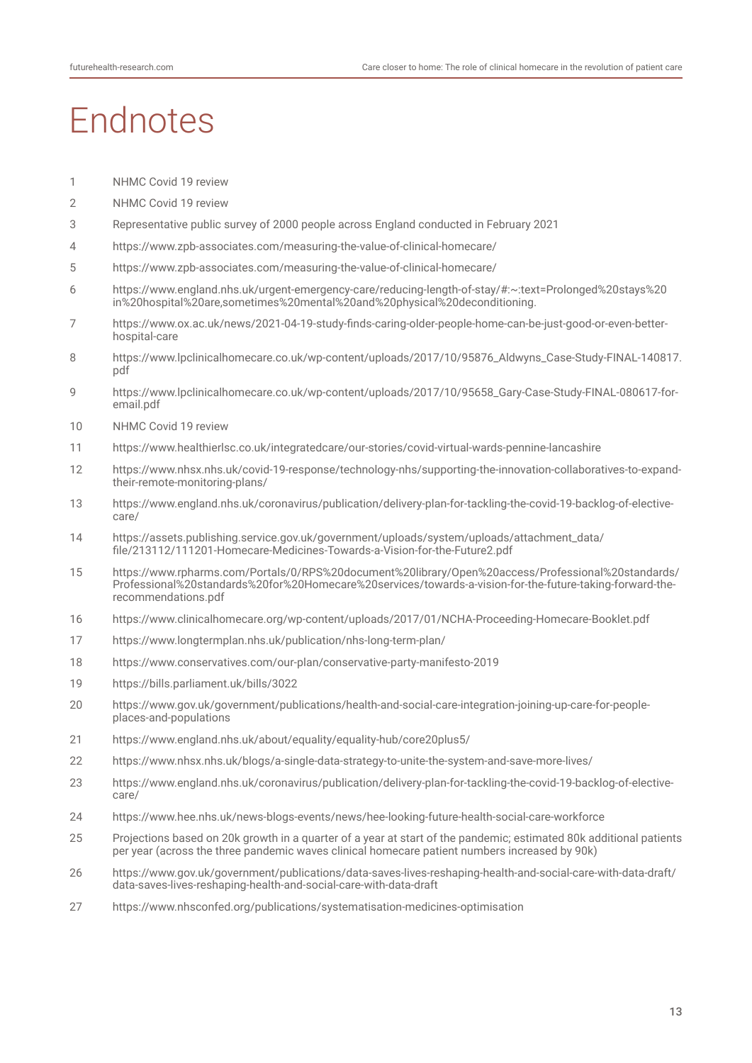# Endnotes

1. NHMC Covid 19 review
2. NHMC Covid 19 review
3. Representative public survey of 2000 people across England conducted in February 2021
4. https://www.zpb-associates.com/measuring-the-value-of-clinical-homecare/
5. https://www.zpb-associates.com/measuring-the-value-of-clinical-homecare/
6. https://www.england.nhs.uk/urgent-emergency-care/reducing-length-of-stay/#:~:text=Prolonged%20stays%20in%20hospital%20are,sometimes%20mental%20and%20physical%20deconditioning.
7. https://www.ox.ac.uk/news/2021-04-19-study-finds-caring-older-people-home-can-be-just-good-or-even-better-hospital-care
8. https://www.lpclinicalhomecare.co.uk/wp-content/uploads/2017/10/95876_Aldwyns_Case-Study-FINAL-140817.pdf
9. https://www.lpclinicalhomecare.co.uk/wp-content/uploads/2017/10/95658_Gary-Case-Study-FINAL-080617-for-email.pdf
10. NHMC Covid 19 review
11. https://www.healthierlsc.co.uk/integratedcare/our-stories/covid-virtual-wards-pennine-lancashire
12. https://www.nhsx.nhs.uk/covid-19-response/technology-nhs/supporting-the-innovation-collaboratives-to-expand-their-remote-monitoring-plans/
13. https://www.england.nhs.uk/coronavirus/publication/delivery-plan-for-tackling-the-covid-19-backlog-of-elective-care/
14. https://assets.publishing.service.gov.uk/government/uploads/system/uploads/attachment_data/file/213112/111201-Homecare-Medicines-Towards-a-Vision-for-the-Future2.pdf
15. https://www.rpharms.com/Portals/0/RPS%20document%20library/Open%20access/Professional%20standards/Professional%20standards%20for%20Homecare%20services/towards-a-vision-for-the-future-taking-forward-the-recommendations.pdf
16. https://www.clinicalhomecare.org/wp-content/uploads/2017/01/NCHA-Proceeding-Homecare-Booklet.pdf
17. https://www.longtermplan.nhs.uk/publication/nhs-long-term-plan/
18. https://www.conservatives.com/our-plan/conservative-party-manifesto-2019
19. https://bills.parliament.uk/bills/3022
20. https://www.gov.uk/government/publications/health-and-social-care-integration-joining-up-care-for-people-places-and-populations
21. https://www.england.nhs.uk/about/equality/equality-hub/core20plus5/
22. https://www.nhsx.nhs.uk/blogs/a-single-data-strategy-to-unite-the-system-and-save-more-lives/
23. https://www.england.nhs.uk/coronavirus/publication/delivery-plan-for-tackling-the-covid-19-backlog-of-elective-care/
24. https://www.hee.nhs.uk/news-blogs-events/news/hee-looking-future-health-social-care-workforce
25. Projections based on 20k growth in a quarter of a year at start of the pandemic; estimated 80k additional patients per year (across the three pandemic waves clinical homecare patient numbers increased by 90k)
26. https://www.gov.uk/government/publications/data-saves-lives-reshaping-health-and-social-care-with-data-draft/data-saves-lives-reshaping-health-and-social-care-with-data-draft
27. https://www.nhsconfed.org/publications/systematisation-medicines-optimisation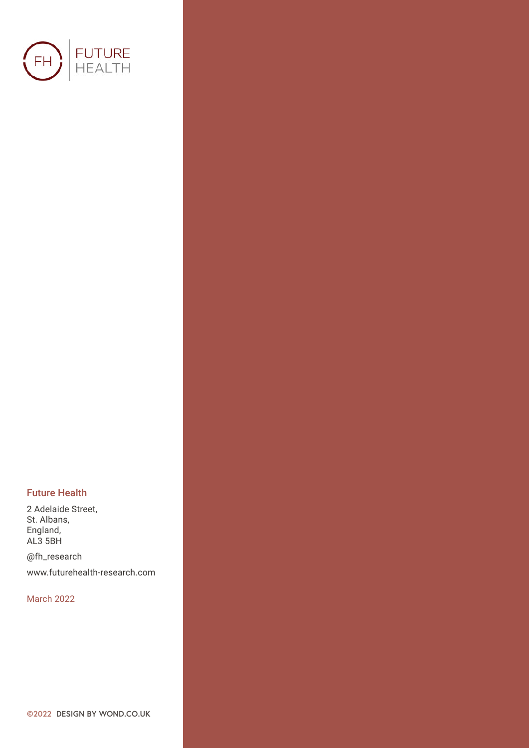FUTURE HEALTH

**Future Health**

2 Adelaide Street,
St. Albans,
England,
AL3 5BH

@fh_research

www.futurehealth-research.com

March 2022

©2022 DESIGN BY WOND.CO.UK